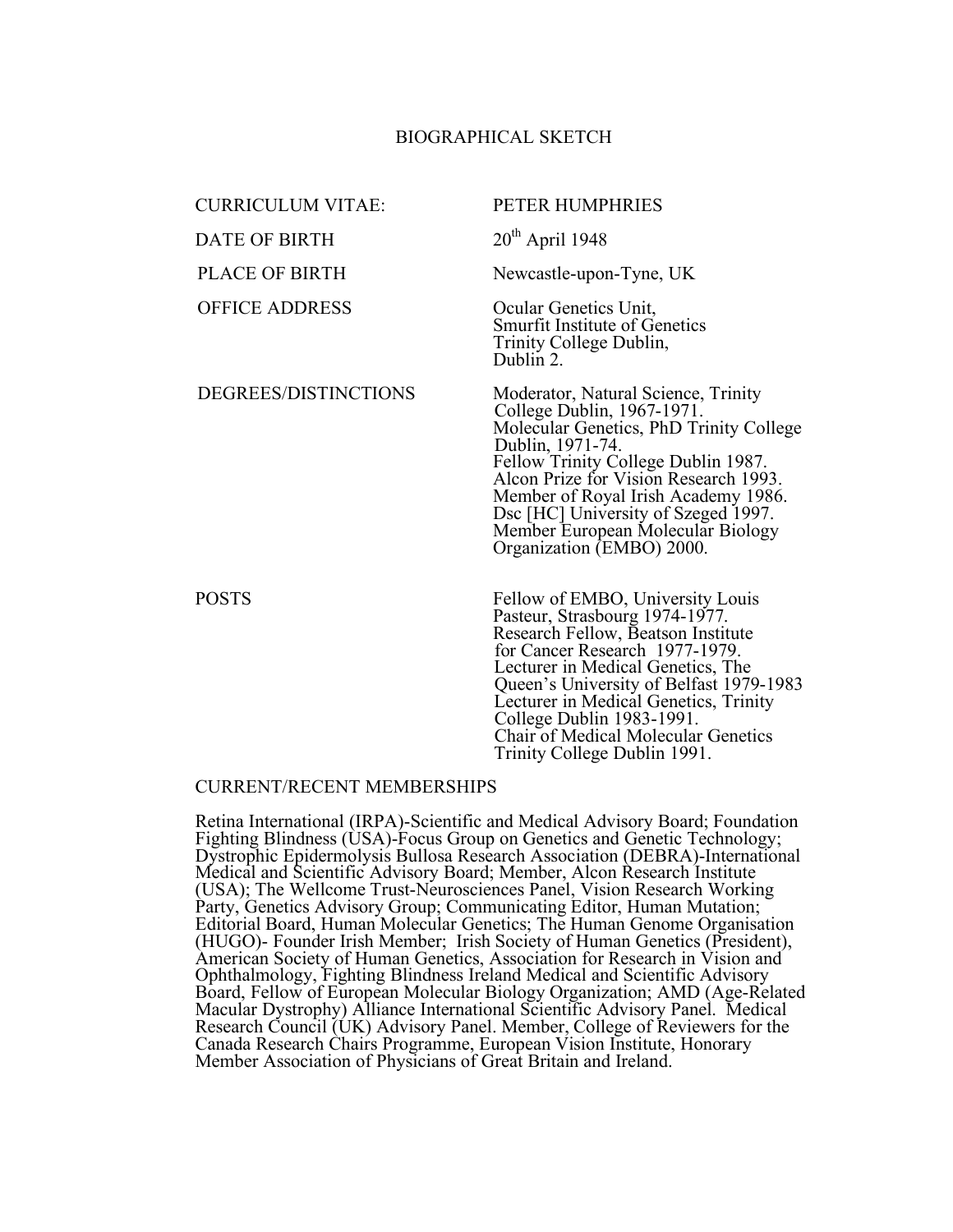# BIOGRAPHICAL SKETCH

| | |
|---|---|
| CURRICULUM VITAE: | PETER HUMPHRIES |
| DATE OF BIRTH | 20th April 1948 |
| PLACE OF BIRTH | Newcastle-upon-Tyne, UK |
| OFFICE ADDRESS | Ocular Genetics Unit, Smurfit Institute of Genetics Trinity College Dublin, Dublin 2. |
| DEGREES/DISTINCTIONS | Moderator, Natural Science, Trinity College Dublin, 1967-1971. Molecular Genetics, PhD Trinity College Dublin, 1971-74. Fellow Trinity College Dublin 1987. Alcon Prize for Vision Research 1993. Member of Royal Irish Academy 1986. Dsc [HC] University of Szeged 1997. Member European Molecular Biology Organization (EMBO) 2000. |
| POSTS | Fellow of EMBO, University Louis Pasteur, Strasbourg 1974-1977. Research Fellow, Beatson Institute for Cancer Research 1977-1979. Lecturer in Medical Genetics, The Queen's University of Belfast 1979-1983 Lecturer in Medical Genetics, Trinity College Dublin 1983-1991. Chair of Medical Molecular Genetics Trinity College Dublin 1991. |

## CURRENT/RECENT MEMBERSHIPS

Retina International (IRPA)-Scientific and Medical Advisory Board; Foundation Fighting Blindness (USA)-Focus Group on Genetics and Genetic Technology; Dystrophic Epidermolysis Bullosa Research Association (DEBRA)-International Medical and Scientific Advisory Board; Member, Alcon Research Institute (USA); The Wellcome Trust-Neurosciences Panel, Vision Research Working Party, Genetics Advisory Group; Communicating Editor, Human Mutation; Editorial Board, Human Molecular Genetics; The Human Genome Organisation (HUGO)- Founder Irish Member; Irish Society of Human Genetics (President), American Society of Human Genetics, Association for Research in Vision and Ophthalmology, Fighting Blindness Ireland Medical and Scientific Advisory Board, Fellow of European Molecular Biology Organization; AMD (Age-Related Macular Dystrophy) Alliance International Scientific Advisory Panel. Medical Research Council (UK) Advisory Panel. Member, College of Reviewers for the Canada Research Chairs Programme, European Vision Institute, Honorary Member Association of Physicians of Great Britain and Ireland.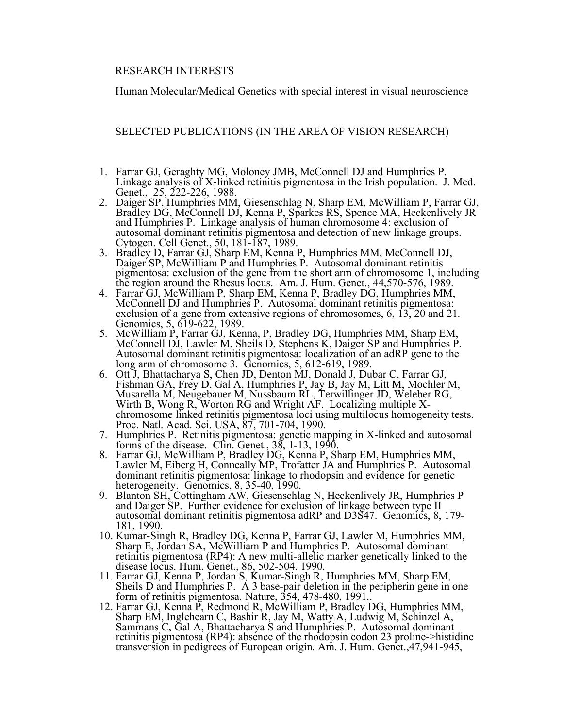## RESEARCH INTERESTS

Human Molecular/Medical Genetics with special interest in visual neuroscience

## SELECTED PUBLICATIONS (IN THE AREA OF VISION RESEARCH)

1. Farrar GJ, Geraghty MG, Moloney JMB, McConnell DJ and Humphries P. Linkage analysis of X-linked retinitis pigmentosa in the Irish population. J. Med. Genet., 25, 222-226, 1988.
2. Daiger SP, Humphries MM, Giesenschlag N, Sharp EM, McWilliam P, Farrar GJ, Bradley DG, McConnell DJ, Kenna P, Sparkes RS, Spence MA, Heckenlively JR and Humphries P. Linkage analysis of human chromosome 4: exclusion of autosomal dominant retinitis pigmentosa and detection of new linkage groups. Cytogen. Cell Genet., 50, 181-187, 1989.
3. Bradley D, Farrar GJ, Sharp EM, Kenna P, Humphries MM, McConnell DJ, Daiger SP, McWilliam P and Humphries P. Autosomal dominant retinitis pigmentosa: exclusion of the gene from the short arm of chromosome 1, including the region around the Rhesus locus. Am. J. Hum. Genet., 44,570-576, 1989.
4. Farrar GJ, McWilliam P, Sharp EM, Kenna P, Bradley DG, Humphries MM, McConnell DJ and Humphries P. Autosomal dominant retinitis pigmentosa: exclusion of a gene from extensive regions of chromosomes, 6, 13, 20 and 21. Genomics, 5, 619-622, 1989.
5. McWilliam P, Farrar GJ, Kenna, P, Bradley DG, Humphries MM, Sharp EM, McConnell DJ, Lawler M, Sheils D, Stephens K, Daiger SP and Humphries P. Autosomal dominant retinitis pigmentosa: localization of an adRP gene to the long arm of chromosome 3. Genomics, 5, 612-619, 1989.
6. Ott J, Bhattacharya S, Chen JD, Denton MJ, Donald J, Dubar C, Farrar GJ, Fishman GA, Frey D, Gal A, Humphries P, Jay B, Jay M, Litt M, Mochler M, Musarella M, Neugebauer M, Nussbaum RL, Terwillinger JD, Weleber RG, Wirth B, Wong R, Worton RG and Wright AF. Localizing multiple X-chromosome linked retinitis pigmentosa loci using multilocus homogeneity tests. Proc. Natl. Acad. Sci. USA, 87, 701-704, 1990.
7. Humphries P. Retinitis pigmentosa: genetic mapping in X-linked and autosomal forms of the disease. Clin. Genet., 38, 1-13, 1990.
8. Farrar GJ, McWilliam P, Bradley DG, Kenna P, Sharp EM, Humphries MM, Lawler M, Eiberg H, Conneally MP, Trofatter JA and Humphries P. Autosomal dominant retinitis pigmentosa: linkage to rhodopsin and evidence for genetic heterogeneity. Genomics, 8, 35-40, 1990.
9. Blanton SH, Cottingham AW, Giesenschlag N, Heckenlively JR, Humphries P and Daiger SP. Further evidence for exclusion of linkage between type II autosomal dominant retinitis pigmentosa adRP and D3S47. Genomics, 8, 179-181, 1990.
10. Kumar-Singh R, Bradley DG, Kenna P, Farrar GJ, Lawler M, Humphries MM, Sharp E, Jordan SA, McWilliam P and Humphries P. Autosomal dominant retinitis pigmentosa (RP4): A new multi-allelic marker genetically linked to the disease locus. Hum. Genet., 86, 502-504. 1990.
11. Farrar GJ, Kenna P, Jordan S, Kumar-Singh R, Humphries MM, Sharp EM, Sheils D and Humphries P. A 3 base-pair deletion in the peripherin gene in one form of retinitis pigmentosa. Nature, 354, 478-480, 1991..
12. Farrar GJ, Kenna P, Redmond R, McWilliam P, Bradley DG, Humphries MM, Sharp EM, Inglehearn C, Bashir R, Jay M, Watty A, Ludwig M, Schinzel A, Sammans C, Gal A, Bhattacharya S and Humphries P. Autosomal dominant retinitis pigmentosa (RP4): absence of the rhodopsin codon 23 proline->histidine transversion in pedigrees of European origin. Am. J. Hum. Genet.,47,941-945,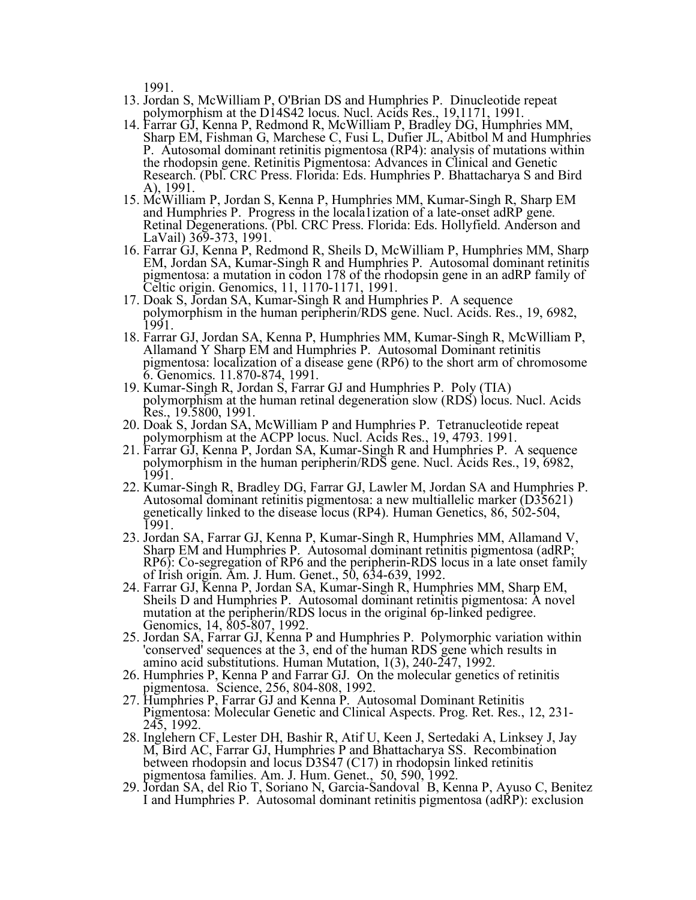1991.

13. Jordan S, McWilliam P, O'Brian DS and Humphries P. Dinucleotide repeat polymorphism at the D14S42 locus. Nucl. Acids Res., 19,1171, 1991.
14. Farrar GJ, Kenna P, Redmond R, McWilliam P, Bradley DG, Humphries MM, Sharp EM, Fishman G, Marchese C, Fusi L, Dufier JL, Abitbol M and Humphries P. Autosomal dominant retinitis pigmentosa (RP4): analysis of mutations within the rhodopsin gene. Retinitis Pigmentosa: Advances in Clinical and Genetic Research. (Pbl. CRC Press. Florida: Eds. Humphries P. Bhattacharya S and Bird A), 1991.
15. McWilliam P, Jordan S, Kenna P, Humphries MM, Kumar-Singh R, Sharp EM and Humphries P. Progress in the locala1ization of a late-onset adRP gene. Retinal Degenerations. (Pbl. CRC Press. Florida: Eds. Hollyfield. Anderson and LaVail) 369-373, 1991.
16. Farrar GJ, Kenna P, Redmond R, Sheils D, McWilliam P, Humphries MM, Sharp EM, Jordan SA, Kumar-Singh R and Humphries P. Autosomal dominant retinitis pigmentosa: a mutation in codon 178 of the rhodopsin gene in an adRP family of Celtic origin. Genomics, 11, 1170-1171, 1991.
17. Doak S, Jordan SA, Kumar-Singh R and Humphries P. A sequence polymorphism in the human peripherin/RDS gene. Nucl. Acids. Res., 19, 6982, 1991.
18. Farrar GJ, Jordan SA, Kenna P, Humphries MM, Kumar-Singh R, McWilliam P, Allamand Y Sharp EM and Humphries P. Autosomal Dominant retinitis pigmentosa: localization of a disease gene (RP6) to the short arm of chromosome 6. Genomics. 11.870-874, 1991.
19. Kumar-Singh R, Jordan S, Farrar GJ and Humphries P. Poly (TIA) polymorphism at the human retinal degeneration slow (RDS) locus. Nucl. Acids Res., 19.5800, 1991.
20. Doak S, Jordan SA, McWilliam P and Humphries P. Tetranucleotide repeat polymorphism at the ACPP locus. Nucl. Acids Res., 19, 4793. 1991.
21. Farrar GJ, Kenna P, Jordan SA, Kumar-Singh R and Humphries P. A sequence polymorphism in the human peripherin/RDS gene. Nucl. Acids Res., 19, 6982, 1991.
22. Kumar-Singh R, Bradley DG, Farrar GJ, Lawler M, Jordan SA and Humphries P. Autosomal dominant retinitis pigmentosa: a new multiallelic marker (D35621) genetically linked to the disease locus (RP4). Human Genetics, 86, 502-504, 1991.
23. Jordan SA, Farrar GJ, Kenna P, Kumar-Singh R, Humphries MM, Allamand V, Sharp EM and Humphries P. Autosomal dominant retinitis pigmentosa (adRP; RP6): Co-segregation of RP6 and the peripherin-RDS locus in a late onset family of Irish origin. Am. J. Hum. Genet., 50, 634-639, 1992.
24. Farrar GJ, Kenna P, Jordan SA, Kumar-Singh R, Humphries MM, Sharp EM, Sheils D and Humphries P. Autosomal dominant retinitis pigmentosa: A novel mutation at the peripherin/RDS locus in the original 6p-linked pedigree. Genomics, 14, 805-807, 1992.
25. Jordan SA, Farrar GJ, Kenna P and Humphries P. Polymorphic variation within 'conserved' sequences at the 3, end of the human RDS gene which results in amino acid substitutions. Human Mutation, 1(3), 240-247, 1992.
26. Humphries P, Kenna P and Farrar GJ. On the molecular genetics of retinitis pigmentosa. Science, 256, 804-808, 1992.
27. Humphries P, Farrar GJ and Kenna P. Autosomal Dominant Retinitis Pigmentosa: Molecular Genetic and Clinical Aspects. Prog. Ret. Res., 12, 231-245, 1992.
28. Inglehern CF, Lester DH, Bashir R, Atif U, Keen J, Sertedaki A, Linksey J, Jay M, Bird AC, Farrar GJ, Humphries P and Bhattacharya SS. Recombination between rhodopsin and locus D3S47 (C17) in rhodopsin linked retinitis pigmentosa families. Am. J. Hum. Genet., 50, 590, 1992.
29. Jordan SA, del Rio T, Soriano N, Garcia-Sandoval B, Kenna P, Ayuso C, Benitez I and Humphries P. Autosomal dominant retinitis pigmentosa (adRP): exclusion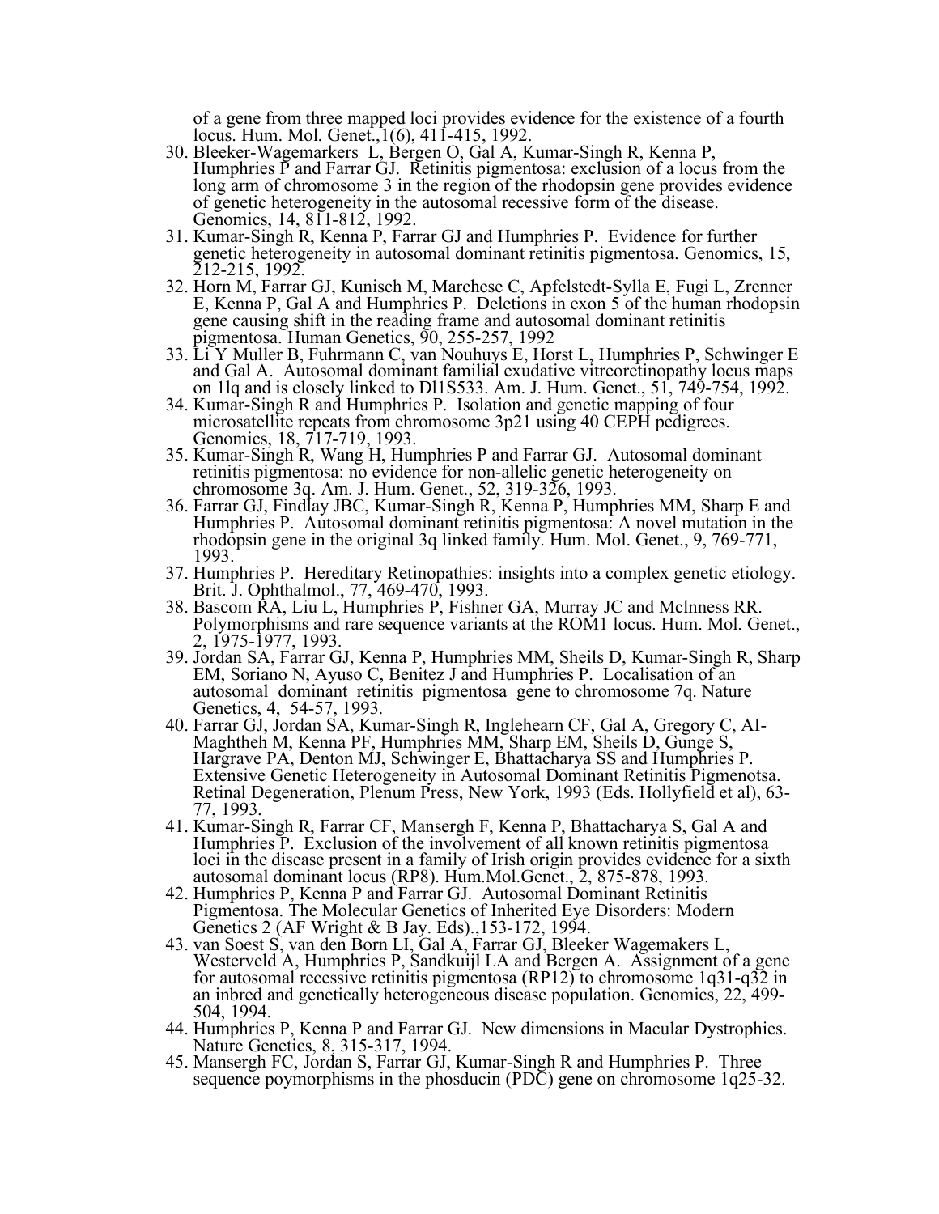of a gene from three mapped loci provides evidence for the existence of a fourth locus. Hum. Mol. Genet.,1(6), 411-415, 1992.

30. Bleeker-Wagemarkers L, Bergen O, Gal A, Kumar-Singh R, Kenna P, Humphries P and Farrar GJ. Retinitis pigmentosa: exclusion of a locus from the long arm of chromosome 3 in the region of the rhodopsin gene provides evidence of genetic heterogeneity in the autosomal recessive form of the disease. Genomics, 14, 811-812, 1992.
31. Kumar-Singh R, Kenna P, Farrar GJ and Humphries P. Evidence for further genetic heterogeneity in autosomal dominant retinitis pigmentosa. Genomics, 15, 212-215, 1992.
32. Horn M, Farrar GJ, Kunisch M, Marchese C, Apfelstedt-Sylla E, Fugi L, Zrenner E, Kenna P, Gal A and Humphries P. Deletions in exon 5 of the human rhodopsin gene causing shift in the reading frame and autosomal dominant retinitis pigmentosa. Human Genetics, 90, 255-257, 1992
33. Li Y Muller B, Fuhrmann C, van Nouhuys E, Horst L, Humphries P, Schwinger E and Gal A. Autosomal dominant familial exudative vitreoretinopathy locus maps on 1lq and is closely linked to Dl1S533. Am. J. Hum. Genet., 51, 749-754, 1992.
34. Kumar-Singh R and Humphries P. Isolation and genetic mapping of four microsatellite repeats from chromosome 3p21 using 40 CEPH pedigrees. Genomics, 18, 717-719, 1993.
35. Kumar-Singh R, Wang H, Humphries P and Farrar GJ. Autosomal dominant retinitis pigmentosa: no evidence for non-allelic genetic heterogeneity on chromosome 3q. Am. J. Hum. Genet., 52, 319-326, 1993.
36. Farrar GJ, Findlay JBC, Kumar-Singh R, Kenna P, Humphries MM, Sharp E and Humphries P. Autosomal dominant retinitis pigmentosa: A novel mutation in the rhodopsin gene in the original 3q linked family. Hum. Mol. Genet., 9, 769-771, 1993.
37. Humphries P. Hereditary Retinopathies: insights into a complex genetic etiology. Brit. J. Ophthalmol., 77, 469-470, 1993.
38. Bascom RA, Liu L, Humphries P, Fishner GA, Murray JC and Mclnness RR. Polymorphisms and rare sequence variants at the ROM1 locus. Hum. Mol. Genet., 2, 1975-1977, 1993.
39. Jordan SA, Farrar GJ, Kenna P, Humphries MM, Sheils D, Kumar-Singh R, Sharp EM, Soriano N, Ayuso C, Benitez J and Humphries P. Localisation of an autosomal dominant retinitis pigmentosa gene to chromosome 7q. Nature Genetics, 4, 54-57, 1993.
40. Farrar GJ, Jordan SA, Kumar-Singh R, Inglehearn CF, Gal A, Gregory C, AI-Maghtheh M, Kenna PF, Humphries MM, Sharp EM, Sheils D, Gunge S, Hargrave PA, Denton MJ, Schwinger E, Bhattacharya SS and Humphries P. Extensive Genetic Heterogeneity in Autosomal Dominant Retinitis Pigmenotsa. Retinal Degeneration, Plenum Press, New York, 1993 (Eds. Hollyfield et al), 63-77, 1993.
41. Kumar-Singh R, Farrar CF, Mansergh F, Kenna P, Bhattacharya S, Gal A and Humphries P. Exclusion of the involvement of all known retinitis pigmentosa loci in the disease present in a family of Irish origin provides evidence for a sixth autosomal dominant locus (RP8). Hum.Mol.Genet., 2, 875-878, 1993.
42. Humphries P, Kenna P and Farrar GJ. Autosomal Dominant Retinitis Pigmentosa. The Molecular Genetics of Inherited Eye Disorders: Modern Genetics 2 (AF Wright & B Jay. Eds).,153-172, 1994.
43. van Soest S, van den Born LI, Gal A, Farrar GJ, Bleeker Wagemakers L, Westerveld A, Humphries P, Sandkuijl LA and Bergen A. Assignment of a gene for autosomal recessive retinitis pigmentosa (RP12) to chromosome 1q31-q32 in an inbred and genetically heterogeneous disease population. Genomics, 22, 499-504, 1994.
44. Humphries P, Kenna P and Farrar GJ. New dimensions in Macular Dystrophies. Nature Genetics, 8, 315-317, 1994.
45. Mansergh FC, Jordan S, Farrar GJ, Kumar-Singh R and Humphries P. Three sequence poymorphisms in the phosducin (PDC) gene on chromosome 1q25-32.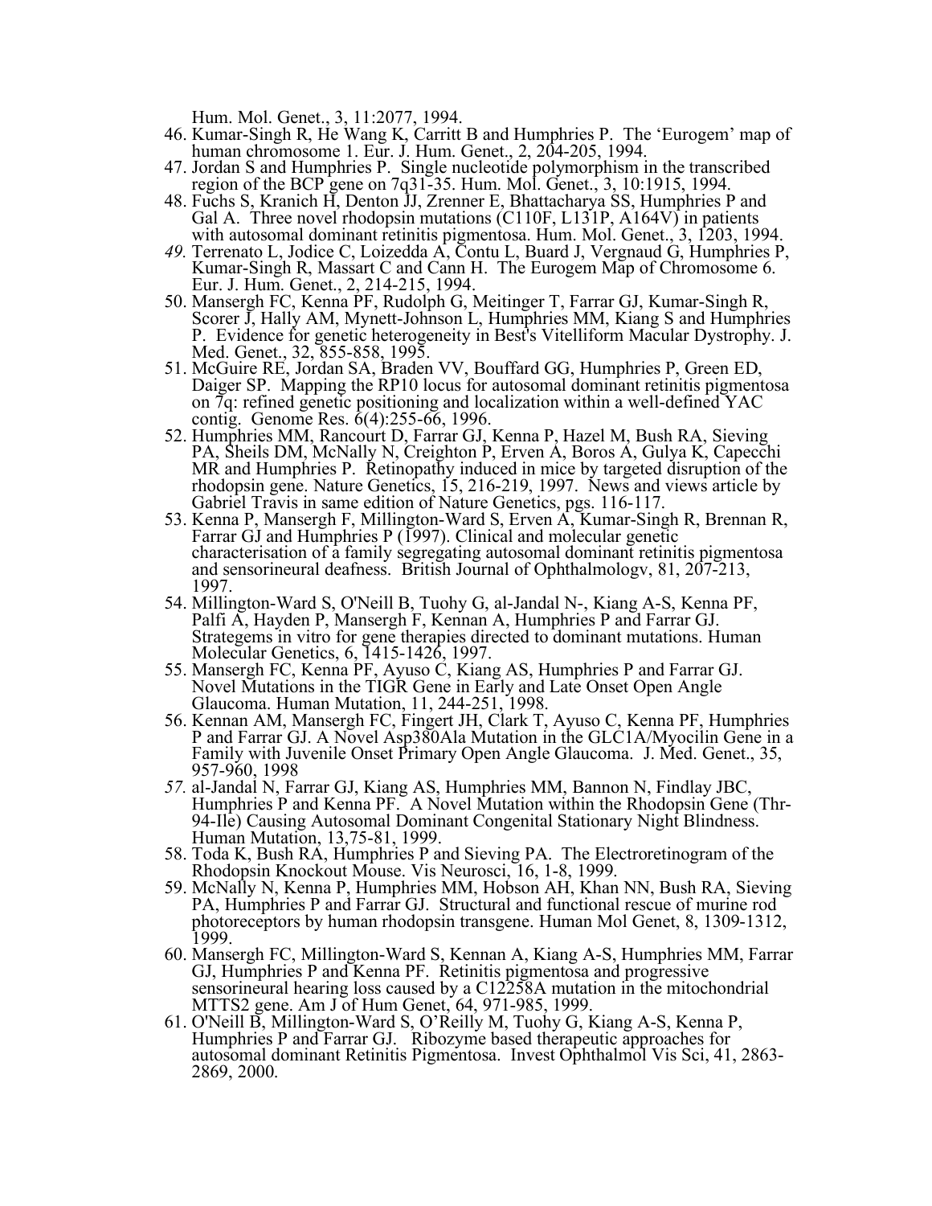Hum. Mol. Genet., 3, 11:2077, 1994.

46. Kumar-Singh R, He Wang K, Carritt B and Humphries P. The 'Eurogem' map of human chromosome 1. Eur. J. Hum. Genet., 2, 204-205, 1994.
47. Jordan S and Humphries P. Single nucleotide polymorphism in the transcribed region of the BCP gene on 7q31-35. Hum. Mol. Genet., 3, 10:1915, 1994.
48. Fuchs S, Kranich H, Denton JJ, Zrenner E, Bhattacharya SS, Humphries P and Gal A. Three novel rhodopsin mutations (C110F, L131P, A164V) in patients with autosomal dominant retinitis pigmentosa. Hum. Mol. Genet., 3, 1203, 1994.
49. Terrenato L, Jodice C, Loizedda A, Contu L, Buard J, Vergnaud G, Humphries P, Kumar-Singh R, Massart C and Cann H. The Eurogem Map of Chromosome 6. Eur. J. Hum. Genet., 2, 214-215, 1994.
50. Mansergh FC, Kenna PF, Rudolph G, Meitinger T, Farrar GJ, Kumar-Singh R, Scorer J, Hally AM, Mynett-Johnson L, Humphries MM, Kiang S and Humphries P. Evidence for genetic heterogeneity in Best's Vitelliform Macular Dystrophy. J. Med. Genet., 32, 855-858, 1995.
51. McGuire RE, Jordan SA, Braden VV, Bouffard GG, Humphries P, Green ED, Daiger SP. Mapping the RP10 locus for autosomal dominant retinitis pigmentosa on 7q: refined genetic positioning and localization within a well-defined YAC contig. Genome Res. 6(4):255-66, 1996.
52. Humphries MM, Rancourt D, Farrar GJ, Kenna P, Hazel M, Bush RA, Sieving PA, Sheils DM, McNally N, Creighton P, Erven A, Boros A, Gulya K, Capecchi MR and Humphries P. Retinopathy induced in mice by targeted disruption of the rhodopsin gene. Nature Genetics, 15, 216-219, 1997. News and views article by Gabriel Travis in same edition of Nature Genetics, pgs. 116-117.
53. Kenna P, Mansergh F, Millington-Ward S, Erven A, Kumar-Singh R, Brennan R, Farrar GJ and Humphries P (1997). Clinical and molecular genetic characterisation of a family segregating autosomal dominant retinitis pigmentosa and sensorineural deafness. British Journal of Ophthalmology, 81, 207-213, 1997.
54. Millington-Ward S, O'Neill B, Tuohy G, al-Jandal N-, Kiang A-S, Kenna PF, Palfi A, Hayden P, Mansergh F, Kennan A, Humphries P and Farrar GJ. Strategems in vitro for gene therapies directed to dominant mutations. Human Molecular Genetics, 6, 1415-1426, 1997.
55. Mansergh FC, Kenna PF, Ayuso C, Kiang AS, Humphries P and Farrar GJ. Novel Mutations in the TIGR Gene in Early and Late Onset Open Angle Glaucoma. Human Mutation, 11, 244-251, 1998.
56. Kennan AM, Mansergh FC, Fingert JH, Clark T, Ayuso C, Kenna PF, Humphries P and Farrar GJ. A Novel Asp380Ala Mutation in the GLC1A/Myocilin Gene in a Family with Juvenile Onset Primary Open Angle Glaucoma. J. Med. Genet., 35, 957-960, 1998
57. al-Jandal N, Farrar GJ, Kiang AS, Humphries MM, Bannon N, Findlay JBC, Humphries P and Kenna PF. A Novel Mutation within the Rhodopsin Gene (Thr-94-Ile) Causing Autosomal Dominant Congenital Stationary Night Blindness. Human Mutation, 13,75-81, 1999.
58. Toda K, Bush RA, Humphries P and Sieving PA. The Electroretinogram of the Rhodopsin Knockout Mouse. Vis Neurosci, 16, 1-8, 1999.
59. McNally N, Kenna P, Humphries MM, Hobson AH, Khan NN, Bush RA, Sieving PA, Humphries P and Farrar GJ. Structural and functional rescue of murine rod photoreceptors by human rhodopsin transgene. Human Mol Genet, 8, 1309-1312, 1999.
60. Mansergh FC, Millington-Ward S, Kennan A, Kiang A-S, Humphries MM, Farrar GJ, Humphries P and Kenna PF. Retinitis pigmentosa and progressive sensorineural hearing loss caused by a C12258A mutation in the mitochondrial MTTS2 gene. Am J of Hum Genet, 64, 971-985, 1999.
61. O'Neill B, Millington-Ward S, O'Reilly M, Tuohy G, Kiang A-S, Kenna P, Humphries P and Farrar GJ. Ribozyme based therapeutic approaches for autosomal dominant Retinitis Pigmentosa. Invest Ophthalmol Vis Sci, 41, 2863-2869, 2000.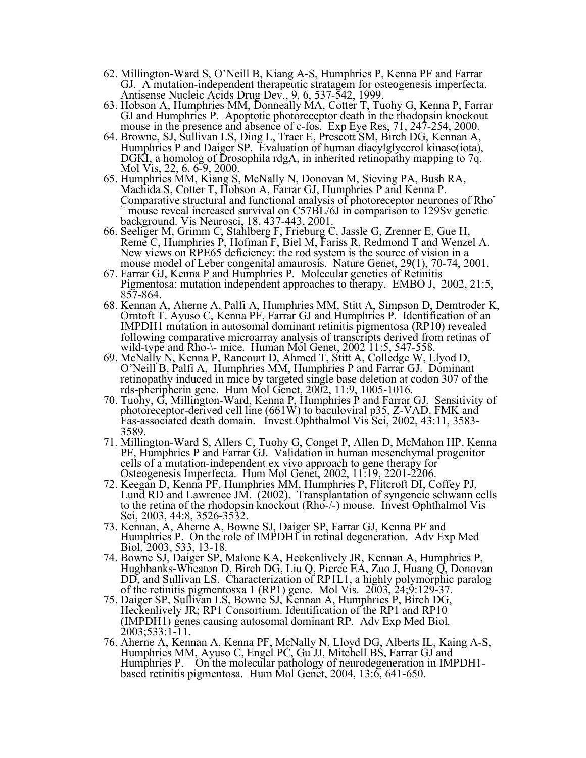62. Millington-Ward S, O'Neill B, Kiang A-S, Humphries P, Kenna PF and Farrar GJ. A mutation-independent therapeutic stratagem for osteogenesis imperfecta. Antisense Nucleic Acids Drug Dev., 9, 6, 537-542, 1999.
63. Hobson A, Humphries MM, Donneally MA, Cotter T, Tuohy G, Kenna P, Farrar GJ and Humphries P. Apoptotic photoreceptor death in the rhodopsin knockout mouse in the presence and absence of c-fos. Exp Eye Res, 71, 247-254, 2000.
64. Browne, SJ, Sullivan LS, Ding L, Traer E, Prescott SM, Birch DG, Kennan A, Humphries P and Daiger SP. Evaluation of human diacylglycerol kinase(iota), DGKI, a homolog of Drosophila rdgA, in inherited retinopathy mapping to 7q. Mol Vis, 22, 6, 6-9, 2000.
65. Humphries MM, Kiang S, McNally N, Donovan M, Sieving PA, Bush RA, Machida S, Cotter T, Hobson A, Farrar GJ, Humphries P and Kenna P. Comparative structural and functional analysis of photoreceptor neurones of Rho-/- mouse reveal increased survival on C57BL/6J in comparison to 129Sv genetic background. Vis Neurosci, 18, 437-443, 2001.
66. Seeliger M, Grimm C, Stahlberg F, Frieburg C, Jassle G, Zrenner E, Gue H, Reme C, Humphries P, Hofman F, Biel M, Fariss R, Redmond T and Wenzel A. New views on RPE65 deficiency: the rod system is the source of vision in a mouse model of Leber congenital amaurosis. Nature Genet, 29(1), 70-74, 2001.
67. Farrar GJ, Kenna P and Humphries P. Molecular genetics of Retinitis Pigmentosa: mutation independent approaches to therapy. EMBO J, 2002, 21:5, 857-864.
68. Kennan A, Aherne A, Palfi A, Humphries MM, Stitt A, Simpson D, Demtroder K, Orntoft T. Ayuso C, Kenna PF, Farrar GJ and Humphries P. Identification of an IMPDH1 mutation in autosomal dominant retinitis pigmentosa (RP10) revealed following comparative microarray analysis of transcripts derived from retinas of wild-type and Rho-\- mice. Human Mol Genet, 2002 11:5, 547-558.
69. McNally N, Kenna P, Rancourt D, Ahmed T, Stitt A, Colledge W, Llyod D, O'Neill B, Palfi A, Humphries MM, Humphries P and Farrar GJ. Dominant retinopathy induced in mice by targeted single base deletion at codon 307 of the rds-pheripherin gene. Hum Mol Genet, 2002, 11:9, 1005-1016.
70. Tuohy, G, Millington-Ward, Kenna P, Humphries P and Farrar GJ. Sensitivity of photoreceptor-derived cell line (661W) to baculoviral p35, Z-VAD, FMK and Fas-associated death domain. Invest Ophthalmol Vis Sci, 2002, 43:11, 3583-3589.
71. Millington-Ward S, Allers C, Tuohy G, Conget P, Allen D, McMahon HP, Kenna PF, Humphries P and Farrar GJ. Validation in human mesenchymal progenitor cells of a mutation-independent ex vivo approach to gene therapy for Osteogenesis Imperfecta. Hum Mol Genet, 2002, 11:19, 2201-2206.
72. Keegan D, Kenna PF, Humphries MM, Humphries P, Flitcroft DI, Coffey PJ, Lund RD and Lawrence JM. (2002). Transplantation of syngeneic schwann cells to the retina of the rhodopsin knockout (Rho-/-) mouse. Invest Ophthalmol Vis Sci, 2003, 44:8, 3526-3532.
73. Kennan, A, Aherne A, Bowne SJ, Daiger SP, Farrar GJ, Kenna PF and Humphries P. On the role of IMPDH1 in retinal degeneration. Adv Exp Med Biol, 2003, 533, 13-18.
74. Bowne SJ, Daiger SP, Malone KA, Heckenlively JR, Kennan A, Humphries P, Hughbanks-Wheaton D, Birch DG, Liu Q, Pierce EA, Zuo J, Huang Q, Donovan DD, and Sullivan LS. Characterization of RP1L1, a highly polymorphic paralog of the retinitis pigmentosxa 1 (RP1) gene. Mol Vis. 2003, 24;9:129-37.
75. Daiger SP, Sullivan LS, Bowne SJ, Kennan A, Humphries P, Birch DG, Heckenlively JR; RP1 Consortium. Identification of the RP1 and RP10 (IMPDH1) genes causing autosomal dominant RP. Adv Exp Med Biol. 2003;533:1-11.
76. Aherne A, Kennan A, Kenna PF, McNally N, Lloyd DG, Alberts IL, Kaing A-S, Humphries MM, Ayuso C, Engel PC, Gu JJ, Mitchell BS, Farrar GJ and Humphries P. On the molecular pathology of neurodegeneration in IMPDH1-based retinitis pigmentosa. Hum Mol Genet, 2004, 13:6, 641-650.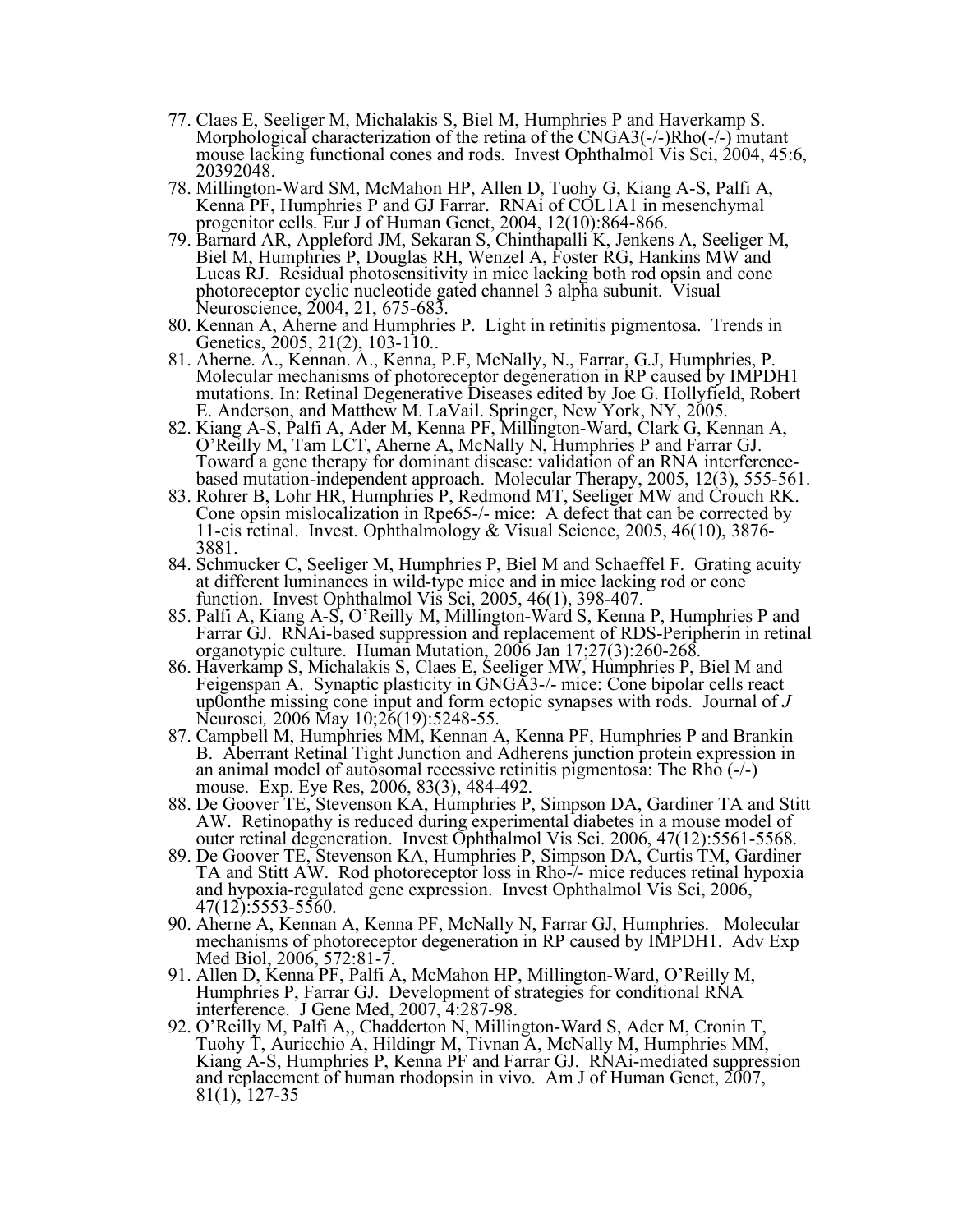77. Claes E, Seeliger M, Michalakis S, Biel M, Humphries P and Haverkamp S. Morphological characterization of the retina of the CNGA3(-/-)Rho(-/-) mutant mouse lacking functional cones and rods. Invest Ophthalmol Vis Sci, 2004, 45:6, 20392048.
78. Millington-Ward SM, McMahon HP, Allen D, Tuohy G, Kiang A-S, Palfi A, Kenna PF, Humphries P and GJ Farrar. RNAi of COL1A1 in mesenchymal progenitor cells. Eur J of Human Genet, 2004, 12(10):864-866.
79. Barnard AR, Appleford JM, Sekaran S, Chinthapalli K, Jenkens A, Seeliger M, Biel M, Humphries P, Douglas RH, Wenzel A, Foster RG, Hankins MW and Lucas RJ. Residual photosensitivity in mice lacking both rod opsin and cone photoreceptor cyclic nucleotide gated channel 3 alpha subunit. Visual Neuroscience, 2004, 21, 675-683.
80. Kennan A, Aherne and Humphries P. Light in retinitis pigmentosa. Trends in Genetics, 2005, 21(2), 103-110..
81. Aherne. A., Kennan. A., Kenna, P.F, McNally, N., Farrar, G.J, Humphries, P. Molecular mechanisms of photoreceptor degeneration in RP caused by IMPDH1 mutations. In: Retinal Degenerative Diseases edited by Joe G. Hollyfield, Robert E. Anderson, and Matthew M. LaVail. Springer, New York, NY, 2005.
82. Kiang A-S, Palfi A, Ader M, Kenna PF, Millington-Ward, Clark G, Kennan A, O'Reilly M, Tam LCT, Aherne A, McNally N, Humphries P and Farrar GJ. Toward a gene therapy for dominant disease: validation of an RNA interference-based mutation-independent approach. Molecular Therapy, 2005, 12(3), 555-561.
83. Rohrer B, Lohr HR, Humphries P, Redmond MT, Seeliger MW and Crouch RK. Cone opsin mislocalization in Rpe65-/- mice: A defect that can be corrected by 11-cis retinal. Invest. Ophthalmology & Visual Science, 2005, 46(10), 3876-3881.
84. Schmucker C, Seeliger M, Humphries P, Biel M and Schaeffel F. Grating acuity at different luminances in wild-type mice and in mice lacking rod or cone function. Invest Ophthalmol Vis Sci, 2005, 46(1), 398-407.
85. Palfi A, Kiang A-S, O'Reilly M, Millington-Ward S, Kenna P, Humphries P and Farrar GJ. RNAi-based suppression and replacement of RDS-Peripherin in retinal organotypic culture. Human Mutation, 2006 Jan 17;27(3):260-268.
86. Haverkamp S, Michalakis S, Claes E, Seeliger MW, Humphries P, Biel M and Feigenspan A. Synaptic plasticity in GNGA3-/- mice: Cone bipolar cells react up0onthe missing cone input and form ectopic synapses with rods. Journal of *J Neurosci,* 2006 May 10;26(19):5248-55.
87. Campbell M, Humphries MM, Kennan A, Kenna PF, Humphries P and Brankin B. Aberrant Retinal Tight Junction and Adherens junction protein expression in an animal model of autosomal recessive retinitis pigmentosa: The Rho (-/-) mouse. Exp. Eye Res, 2006, 83(3), 484-492.
88. De Goover TE, Stevenson KA, Humphries P, Simpson DA, Gardiner TA and Stitt AW. Retinopathy is reduced during experimental diabetes in a mouse model of outer retinal degeneration. Invest Ophthalmol Vis Sci. 2006, 47(12):5561-5568.
89. De Goover TE, Stevenson KA, Humphries P, Simpson DA, Curtis TM, Gardiner TA and Stitt AW. Rod photoreceptor loss in Rho-/- mice reduces retinal hypoxia and hypoxia-regulated gene expression. Invest Ophthalmol Vis Sci, 2006, 47(12):5553-5560.
90. Aherne A, Kennan A, Kenna PF, McNally N, Farrar GJ, Humphries. Molecular mechanisms of photoreceptor degeneration in RP caused by IMPDH1. Adv Exp Med Biol, 2006, 572:81-7.
91. Allen D, Kenna PF, Palfi A, McMahon HP, Millington-Ward, O'Reilly M, Humphries P, Farrar GJ. Development of strategies for conditional RNA interference. J Gene Med, 2007, 4:287-98.
92. O'Reilly M, Palfi A,, Chadderton N, Millington-Ward S, Ader M, Cronin T, Tuohy T, Auricchio A, Hildingr M, Tivnan A, McNally M, Humphries MM, Kiang A-S, Humphries P, Kenna PF and Farrar GJ. RNAi-mediated suppression and replacement of human rhodopsin in vivo. Am J of Human Genet, 2007, 81(1), 127-35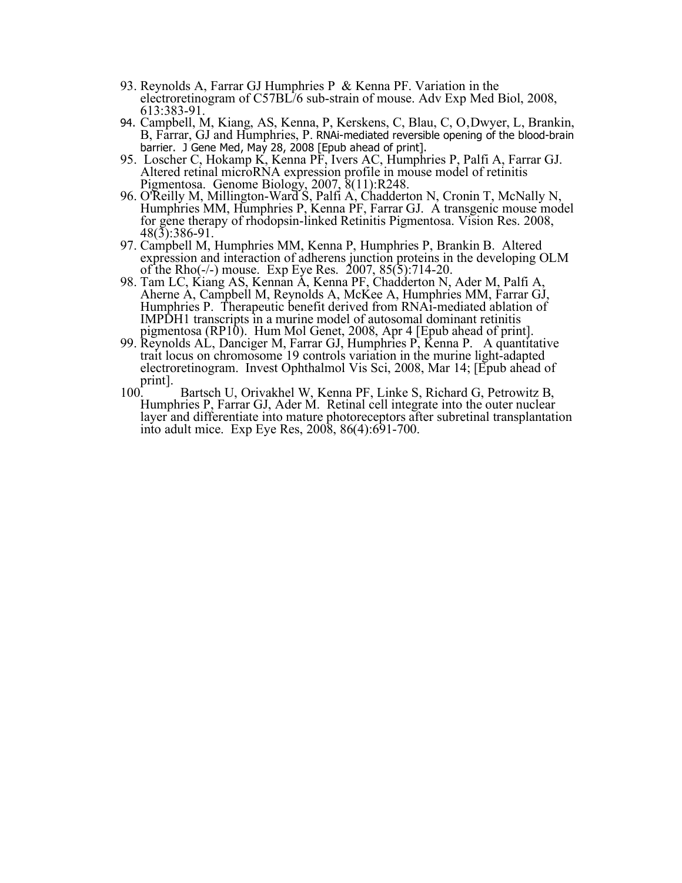93. Reynolds A, Farrar GJ Humphries P & Kenna PF. Variation in the electroretinogram of C57BL/6 sub-strain of mouse. Adv Exp Med Biol, 2008, 613:383-91.
94. Campbell, M, Kiang, AS, Kenna, P, Kerskens, C, Blau, C, O,Dwyer, L, Brankin, B, Farrar, GJ and Humphries, P. RNAi-mediated reversible opening of the blood-brain barrier. J Gene Med, May 28, 2008 [Epub ahead of print].
95. Loscher C, Hokamp K, Kenna PF, Ivers AC, Humphries P, Palfi A, Farrar GJ. Altered retinal microRNA expression profile in mouse model of retinitis Pigmentosa. Genome Biology, 2007, 8(11):R248.
96. O'Reilly M, Millington-Ward S, Palfi A, Chadderton N, Cronin T, McNally N, Humphries MM, Humphries P, Kenna PF, Farrar GJ. A transgenic mouse model for gene therapy of rhodopsin-linked Retinitis Pigmentosa. Vision Res. 2008, 48(3):386-91.
97. Campbell M, Humphries MM, Kenna P, Humphries P, Brankin B. Altered expression and interaction of adherens junction proteins in the developing OLM of the Rho(-/-) mouse. Exp Eye Res. 2007, 85(5):714-20.
98. Tam LC, Kiang AS, Kennan A, Kenna PF, Chadderton N, Ader M, Palfi A, Aherne A, Campbell M, Reynolds A, McKee A, Humphries MM, Farrar GJ, Humphries P. Therapeutic benefit derived from RNAi-mediated ablation of IMPDH1 transcripts in a murine model of autosomal dominant retinitis pigmentosa (RP10). Hum Mol Genet, 2008, Apr 4 [Epub ahead of print].
99. Reynolds AL, Danciger M, Farrar GJ, Humphries P, Kenna P. A quantitative trait locus on chromosome 19 controls variation in the murine light-adapted electroretinogram. Invest Ophthalmol Vis Sci, 2008, Mar 14; [Epub ahead of print].
100. Bartsch U, Orivakhel W, Kenna PF, Linke S, Richard G, Petrowitz B, Humphries P, Farrar GJ, Ader M. Retinal cell integrate into the outer nuclear layer and differentiate into mature photoreceptors after subretinal transplantation into adult mice. Exp Eye Res, 2008, 86(4):691-700.